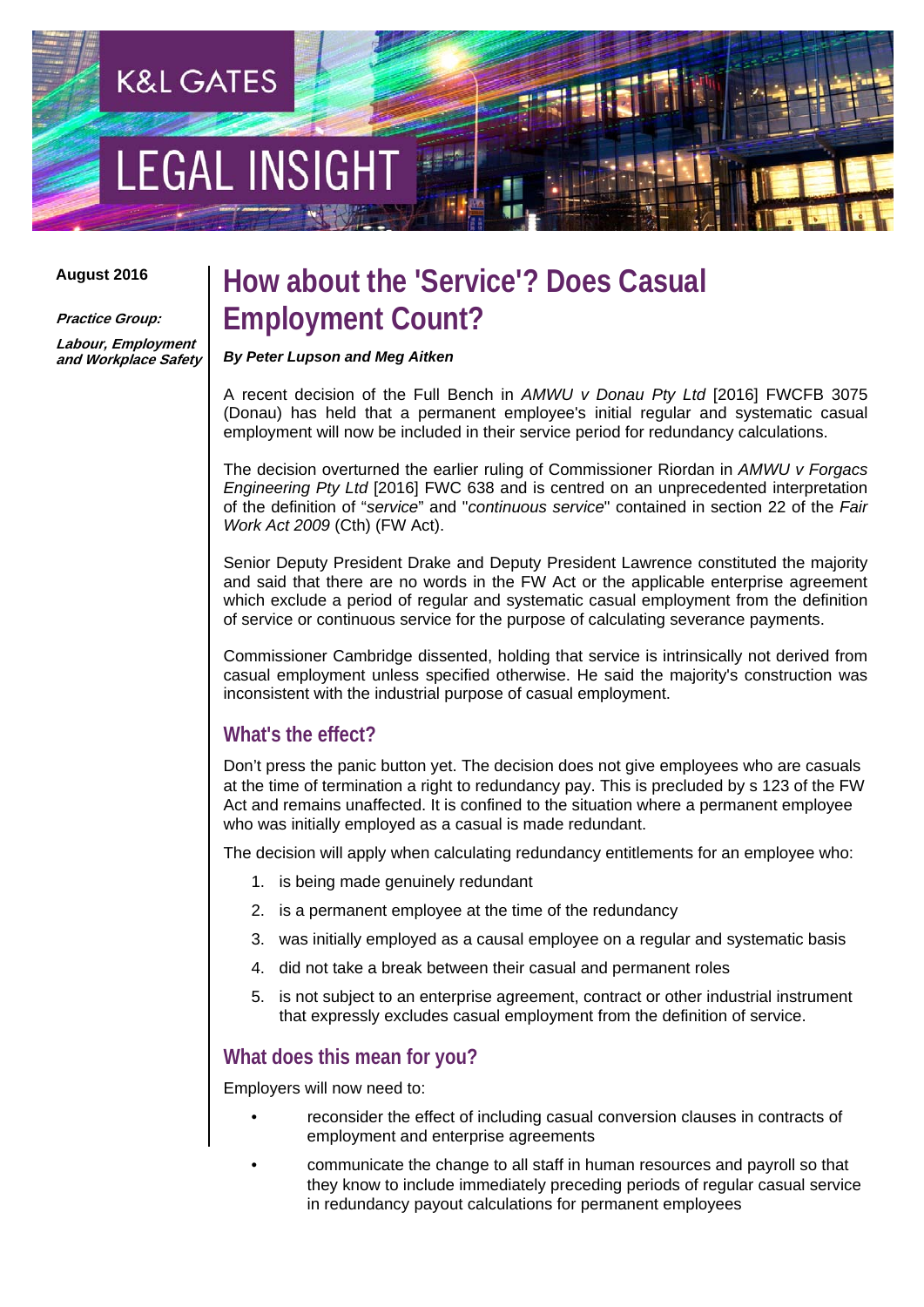K&L GATES

LEGAL INSIGHT

**August 2016**

***Practice Group:***

***Labour, Employment and Workplace Safety***

# How about the 'Service'? Does Casual Employment Count?

***By Peter Lupson and Meg Aitken***

A recent decision of the Full Bench in *AMWU v Donau Pty Ltd* [2016] FWCFB 3075 (Donau) has held that a permanent employee's initial regular and systematic casual employment will now be included in their service period for redundancy calculations.

The decision overturned the earlier ruling of Commissioner Riordan in *AMWU v Forgacs Engineering Pty Ltd* [2016] FWC 638 and is centred on an unprecedented interpretation of the definition of "*service*" and "*continuous service*" contained in section 22 of the *Fair Work Act 2009* (Cth) (FW Act).

Senior Deputy President Drake and Deputy President Lawrence constituted the majority and said that there are no words in the FW Act or the applicable enterprise agreement which exclude a period of regular and systematic casual employment from the definition of service or continuous service for the purpose of calculating severance payments.

Commissioner Cambridge dissented, holding that service is intrinsically not derived from casual employment unless specified otherwise. He said the majority's construction was inconsistent with the industrial purpose of casual employment.

## What's the effect?

Don't press the panic button yet. The decision does not give employees who are casuals at the time of termination a right to redundancy pay. This is precluded by s 123 of the FW Act and remains unaffected. It is confined to the situation where a permanent employee who was initially employed as a casual is made redundant.

The decision will apply when calculating redundancy entitlements for an employee who:

1. is being made genuinely redundant
2. is a permanent employee at the time of the redundancy
3. was initially employed as a causal employee on a regular and systematic basis
4. did not take a break between their casual and permanent roles
5. is not subject to an enterprise agreement, contract or other industrial instrument that expressly excludes casual employment from the definition of service.

## What does this mean for you?

Employers will now need to:

- reconsider the effect of including casual conversion clauses in contracts of employment and enterprise agreements
- communicate the change to all staff in human resources and payroll so that they know to include immediately preceding periods of regular casual service in redundancy payout calculations for permanent employees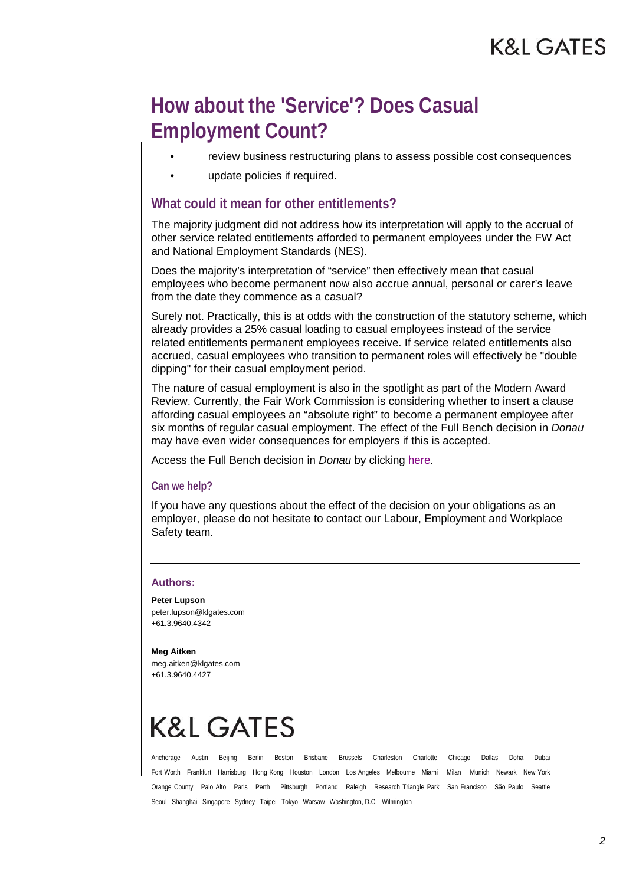# How about the 'Service'? Does Casual Employment Count?

- review business restructuring plans to assess possible cost consequences
- update policies if required.

## What could it mean for other entitlements?

The majority judgment did not address how its interpretation will apply to the accrual of other service related entitlements afforded to permanent employees under the FW Act and National Employment Standards (NES).

Does the majority's interpretation of "service" then effectively mean that casual employees who become permanent now also accrue annual, personal or carer's leave from the date they commence as a casual?

Surely not. Practically, this is at odds with the construction of the statutory scheme, which already provides a 25% casual loading to casual employees instead of the service related entitlements permanent employees receive. If service related entitlements also accrued, casual employees who transition to permanent roles will effectively be "double dipping" for their casual employment period.

The nature of casual employment is also in the spotlight as part of the Modern Award Review. Currently, the Fair Work Commission is considering whether to insert a clause affording casual employees an "absolute right" to become a permanent employee after six months of regular casual employment. The effect of the Full Bench decision in *Donau* may have even wider consequences for employers if this is accepted.

Access the Full Bench decision in *Donau* by clicking here.

### Can we help?

If you have any questions about the effect of the decision on your obligations as an employer, please do not hesitate to contact our Labour, Employment and Workplace Safety team.

---

**Authors:**

**Peter Lupson**
peter.lupson@klgates.com
+61.3.9640.4342

**Meg Aitken**
meg.aitken@klgates.com
+61.3.9640.4427

K&L GATES

Anchorage Austin Beijing Berlin Boston Brisbane Brussels Charleston Charlotte Chicago Dallas Doha Dubai Fort Worth Frankfurt Harrisburg Hong Kong Houston London Los Angeles Melbourne Miami Milan Munich Newark New York Orange County Palo Alto Paris Perth Pittsburgh Portland Raleigh Research Triangle Park San Francisco São Paulo Seattle Seoul Shanghai Singapore Sydney Taipei Tokyo Warsaw Washington, D.C. Wilmington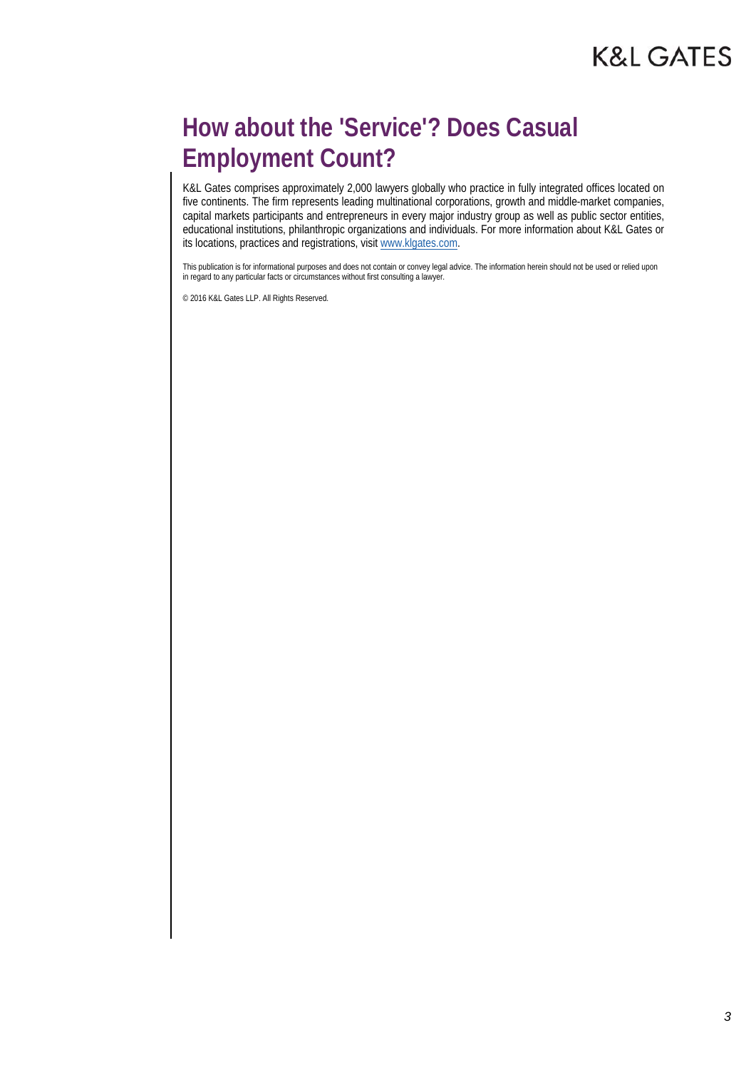# How about the 'Service'? Does Casual Employment Count?

K&L Gates comprises approximately 2,000 lawyers globally who practice in fully integrated offices located on five continents. The firm represents leading multinational corporations, growth and middle-market companies, capital markets participants and entrepreneurs in every major industry group as well as public sector entities, educational institutions, philanthropic organizations and individuals. For more information about K&L Gates or its locations, practices and registrations, visit [www.klgates.com](http://www.klgates.com).

This publication is for informational purposes and does not contain or convey legal advice. The information herein should not be used or relied upon in regard to any particular facts or circumstances without first consulting a lawyer.

© 2016 K&L Gates LLP. All Rights Reserved.